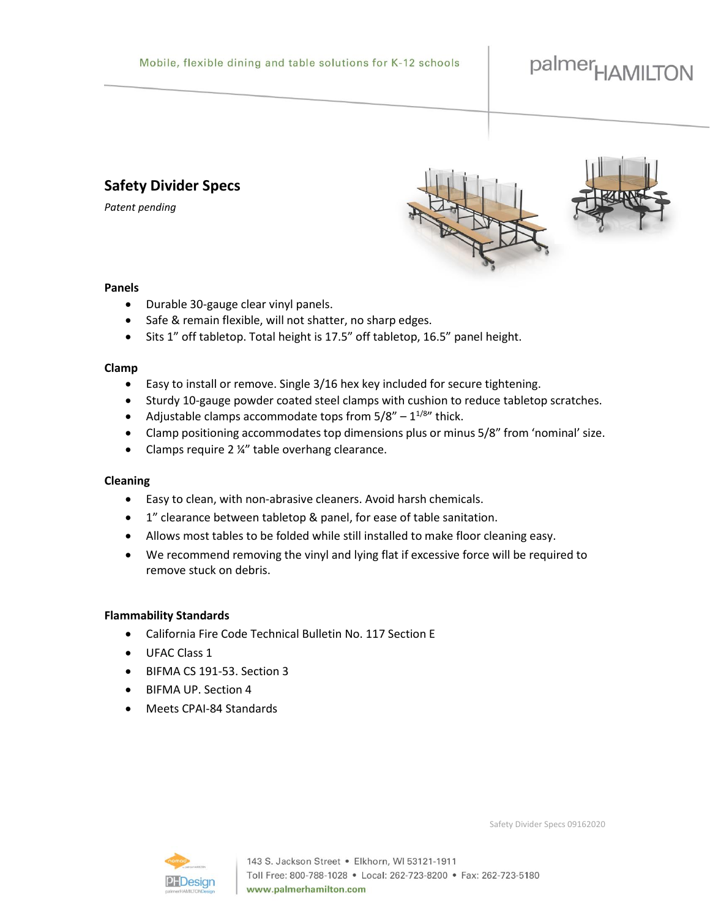Mobile, flexible dining and table solutions for K-12 schools

palmerHAMILTON

## Safety Divider Specs

*Patent pending*

### Panels

- Durable 30-gauge clear vinyl panels.
- Safe & remain flexible, will not shatter, no sharp edges.
- Sits 1" off tabletop. Total height is 17.5" off tabletop, 16.5" panel height.

### Clamp

- Easy to install or remove. Single 3/16 hex key included for secure tightening.
- Sturdy 10-gauge powder coated steel clamps with cushion to reduce tabletop scratches.
- Adjustable clamps accommodate tops from 5/8" – 1 1/8" thick.
- Clamp positioning accommodates top dimensions plus or minus 5/8" from 'nominal' size.
- Clamps require 2 ¼" table overhang clearance.

### Cleaning

- Easy to clean, with non-abrasive cleaners. Avoid harsh chemicals.
- 1" clearance between tabletop & panel, for ease of table sanitation.
- Allows most tables to be folded while still installed to make floor cleaning easy.
- We recommend removing the vinyl and lying flat if excessive force will be required to remove stuck on debris.

### Flammability Standards

- California Fire Code Technical Bulletin No. 117 Section E
- UFAC Class 1
- BIFMA CS 191-53. Section 3
- BIFMA UP. Section 4
- Meets CPAI-84 Standards

Safety Divider Specs 09162020

143 S. Jackson Street • Elkhorn, WI 53121-1911
Toll Free: 800-788-1028 • Local: 262-723-8200 • Fax: 262-723-5180
www.palmerhamilton.com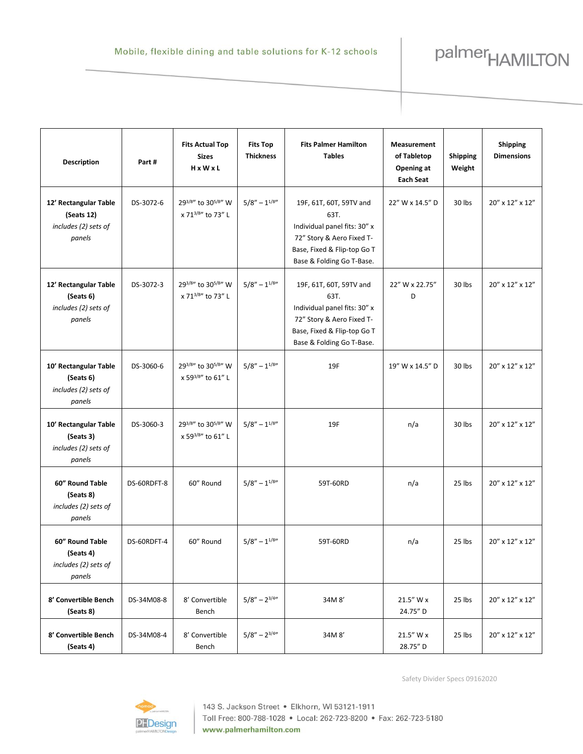| Description | Part # | Fits Actual Top Sizes H x W x L | Fits Top Thickness | Fits Palmer Hamilton Tables | Measurement of Tabletop Opening at Each Seat | Shipping Weight | Shipping Dimensions |
|---|---|---|---|---|---|---|---|
| **12' Rectangular Table (Seats 12)** *includes (2) sets of panels* | DS-3072-6 | $29^{3/8}$" to $30^{5/8}$" W x $71^{3/8}$" to 73" L | 5/8" – $1^{1/8}$" | 19F, 61T, 60T, 59TV and 63T. Individual panel fits: 30" x 72" Story & Aero Fixed T-Base, Fixed & Flip-top Go T Base & Folding Go T-Base. | 22" W x 14.5" D | 30 lbs | 20" x 12" x 12" |
| **12' Rectangular Table (Seats 6)** *includes (2) sets of panels* | DS-3072-3 | $29^{3/8}$" to $30^{5/8}$" W x $71^{3/8}$" to 73" L | 5/8" – $1^{1/8}$" | 19F, 61T, 60T, 59TV and 63T. Individual panel fits: 30" x 72" Story & Aero Fixed T-Base, Fixed & Flip-top Go T Base & Folding Go T-Base. | 22" W x 22.75" D | 30 lbs | 20" x 12" x 12" |
| **10' Rectangular Table (Seats 6)** *includes (2) sets of panels* | DS-3060-6 | $29^{3/8}$" to $30^{5/8}$" W x $59^{3/8}$" to 61" L | 5/8" – $1^{1/8}$" | 19F | 19" W x 14.5" D | 30 lbs | 20" x 12" x 12" |
| **10' Rectangular Table (Seats 3)** *includes (2) sets of panels* | DS-3060-3 | $29^{3/8}$" to $30^{5/8}$" W x $59^{3/8}$" to 61" L | 5/8" – $1^{1/8}$" | 19F | n/a | 30 lbs | 20" x 12" x 12" |
| **60" Round Table (Seats 8)** *includes (2) sets of panels* | DS-60RDFT-8 | 60" Round | 5/8" – $1^{1/8}$" | 59T-60RD | n/a | 25 lbs | 20" x 12" x 12" |
| **60" Round Table (Seats 4)** *includes (2) sets of panels* | DS-60RDFT-4 | 60" Round | 5/8" – $1^{1/8}$" | 59T-60RD | n/a | 25 lbs | 20" x 12" x 12" |
| **8' Convertible Bench (Seats 8)** | DS-34M08-8 | 8' Convertible Bench | 5/8" – $2^{3/4}$" | 34M 8' | 21.5" W x 24.75" D | 25 lbs | 20" x 12" x 12" |
| **8' Convertible Bench (Seats 4)** | DS-34M08-4 | 8' Convertible Bench | 5/8" – $2^{3/4}$" | 34M 8' | 21.5" W x 28.75" D | 25 lbs | 20" x 12" x 12" |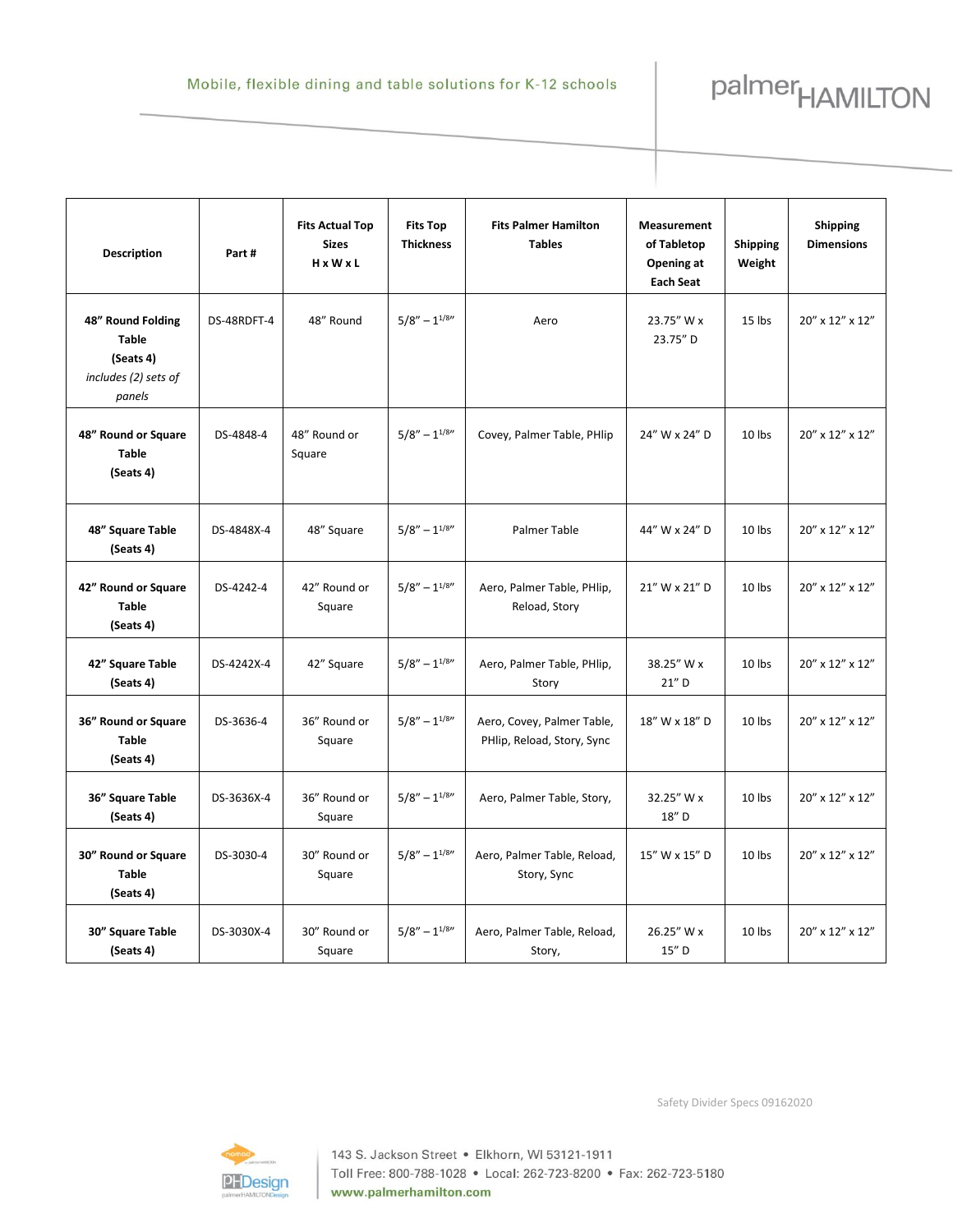Mobile, flexible dining and table solutions for K-12 schools

palmerHAMILTON

| Description | Part # | Fits Actual Top Sizes H x W x L | Fits Top Thickness | Fits Palmer Hamilton Tables | Measurement of Tabletop Opening at Each Seat | Shipping Weight | Shipping Dimensions |
|---|---|---|---|---|---|---|---|
| **48" Round Folding Table (Seats 4)** *includes (2) sets of panels* | DS-48RDFT-4 | 48" Round | 5/8" – $1^{1/8"}$ | Aero | 23.75" W x 23.75" D | 15 lbs | 20" x 12" x 12" |
| **48" Round or Square Table (Seats 4)** | DS-4848-4 | 48" Round or Square | 5/8" – $1^{1/8"}$ | Covey, Palmer Table, PHlip | 24" W x 24" D | 10 lbs | 20" x 12" x 12" |
| **48" Square Table (Seats 4)** | DS-4848X-4 | 48" Square | 5/8" – $1^{1/8"}$ | Palmer Table | 44" W x 24" D | 10 lbs | 20" x 12" x 12" |
| **42" Round or Square Table (Seats 4)** | DS-4242-4 | 42" Round or Square | 5/8" – $1^{1/8"}$ | Aero, Palmer Table, PHlip, Reload, Story | 21" W x 21" D | 10 lbs | 20" x 12" x 12" |
| **42" Square Table (Seats 4)** | DS-4242X-4 | 42" Square | 5/8" – $1^{1/8"}$ | Aero, Palmer Table, PHlip, Story | 38.25" W x 21" D | 10 lbs | 20" x 12" x 12" |
| **36" Round or Square Table (Seats 4)** | DS-3636-4 | 36" Round or Square | 5/8" – $1^{1/8"}$ | Aero, Covey, Palmer Table, PHlip, Reload, Story, Sync | 18" W x 18" D | 10 lbs | 20" x 12" x 12" |
| **36" Square Table (Seats 4)** | DS-3636X-4 | 36" Round or Square | 5/8" – $1^{1/8"}$ | Aero, Palmer Table, Story, | 32.25" W x 18" D | 10 lbs | 20" x 12" x 12" |
| **30" Round or Square Table (Seats 4)** | DS-3030-4 | 30" Round or Square | 5/8" – $1^{1/8"}$ | Aero, Palmer Table, Reload, Story, Sync | 15" W x 15" D | 10 lbs | 20" x 12" x 12" |
| **30" Square Table (Seats 4)** | DS-3030X-4 | 30" Round or Square | 5/8" – $1^{1/8"}$ | Aero, Palmer Table, Reload, Story, | 26.25" W x 15" D | 10 lbs | 20" x 12" x 12" |

Safety Divider Specs 09162020

143 S. Jackson Street • Elkhorn, WI 53121-1911
Toll Free: 800-788-1028 • Local: 262-723-8200 • Fax: 262-723-5180
www.palmerhamilton.com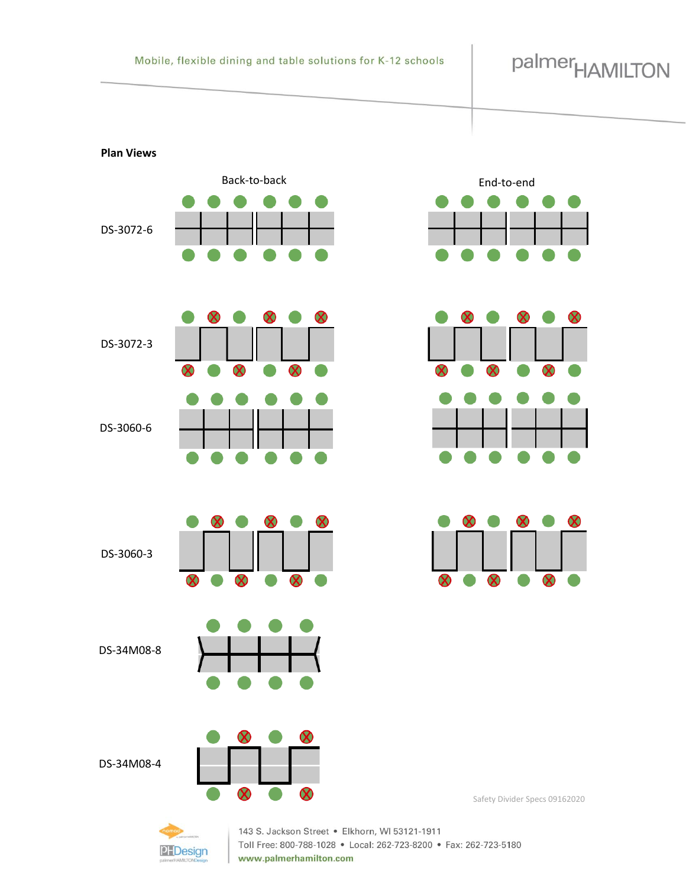## Plan Views

Back-to-back

End-to-end

DS-3072-6

DS-3072-3

DS-3060-6

DS-3060-3

DS-34M08-8

DS-34M08-4

Safety Divider Specs 09162020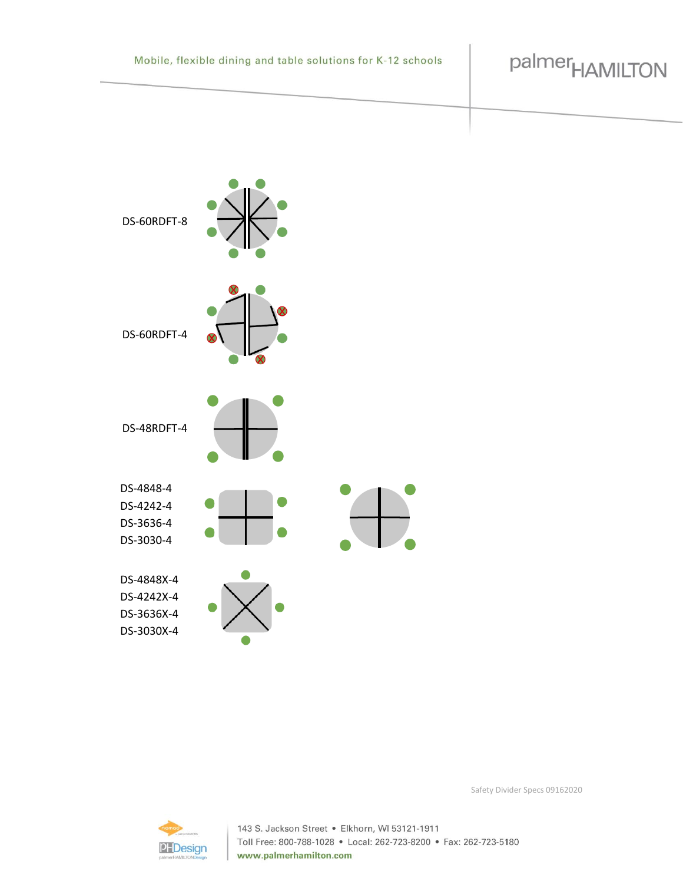DS-60RDFT-8

DS-60RDFT-4

DS-48RDFT-4

DS-4848-4
DS-4242-4
DS-3636-4
DS-3030-4

DS-4848X-4
DS-4242X-4
DS-3636X-4
DS-3030X-4

Safety Divider Specs 09162020